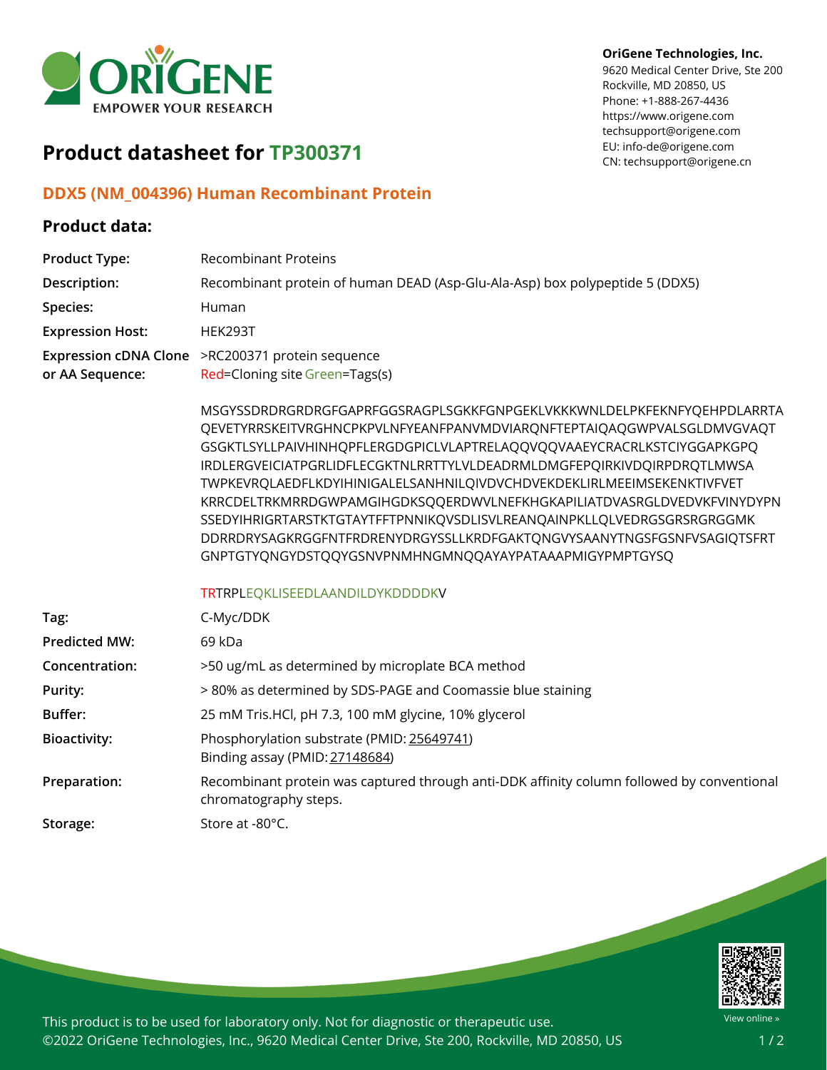**OriGene Technologies, Inc.**
9620 Medical Center Drive, Ste 200
Rockville, MD 20850, US
Phone: +1-888-267-4436
https://www.origene.com
techsupport@origene.com
EU: info-de@origene.com
CN: techsupport@origene.cn

# Product datasheet for TP300371

## DDX5 (NM_004396) Human Recombinant Protein

### Product data:

| | |
|---|---|
| **Product Type:** | Recombinant Proteins |
| **Description:** | Recombinant protein of human DEAD (Asp-Glu-Ala-Asp) box polypeptide 5 (DDX5) |
| **Species:** | Human |
| **Expression Host:** | HEK293T |
| **Expression cDNA Clone or AA Sequence:** | >RC200371 protein sequence<br>Red=Cloning site Green=Tags(s)<br><br>MSGYSSDRDRGRDRGFGAPRFGGSRAGPLSGKKFGNPGEKLVKKKWNLDELPKFEKNFYQEHPDLARRTA QEVETYRRSKEITVRGHNCPKPVLNFYEANFPANVMDVIARQNFTEPTAIQAQGWPVALSGLDMVGVAQT GSGKTLSYLLPAIVHINHQPFLERGDGPICLVLAPTRELAQQVQQVAAEYCRACRLKSTCIYGGAPKGPQ IRDLERGVEICIATPGRLIDFLECGKTNLRRTTYLVLDEADRMLDMGFEPQIRKIVDQIRPDRQTLMWSA TWPKEVRQLAEDFLKDYIHINIGALELSANHNILQIVDVCHDVEKDEKLIRLMEEIMSEKENKTIVFVET KRRCDELTRKMRRDGWPAMGIHGDKSQQERDWVLNEFKHGKAPILIATDVASRGLDVEDVKFVINYDYPN SSEDYIHRIGRTARSTKTGTAYTFFTPNNIKQVSDLISVLREANQAINPKLLQLVEDRGSGRSRGRGGMK DDRRDRYSAGKRGGFNTFRDRENYDRGYSSLLKRDFGAKTQNGVYSAANYTNGSFGSNFVSAGIQTSFRT GNPTGTYQNGYDSTQQYGSNVPNMHNGMNQQAYAYPATAAAPMIGYPMPTGYSQ<br><br>TRTRPLEQKLISEEDLAANDILDYKDDDDKV |
| **Tag:** | C-Myc/DDK |
| **Predicted MW:** | 69 kDa |
| **Concentration:** | >50 ug/mL as determined by microplate BCA method |
| **Purity:** | > 80% as determined by SDS-PAGE and Coomassie blue staining |
| **Buffer:** | 25 mM Tris.HCl, pH 7.3, 100 mM glycine, 10% glycerol |
| **Bioactivity:** | Phosphorylation substrate (PMID: 25649741)<br>Binding assay (PMID: 27148684) |
| **Preparation:** | Recombinant protein was captured through anti-DDK affinity column followed by conventional chromatography steps. |
| **Storage:** | Store at -80°C. |

This product is to be used for laboratory only. Not for diagnostic or therapeutic use.
©2022 OriGene Technologies, Inc., 9620 Medical Center Drive, Ste 200, Rockville, MD 20850, US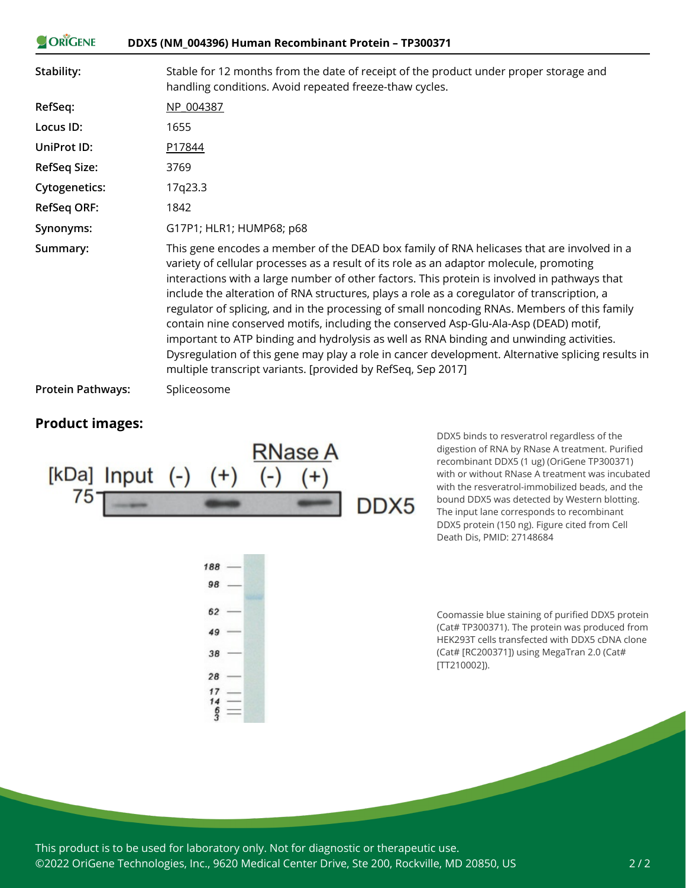| | |
|---|---|
| **Stability:** | Stable for 12 months from the date of receipt of the product under proper storage and handling conditions. Avoid repeated freeze-thaw cycles. |
| **RefSeq:** | NP_004387 |
| **Locus ID:** | 1655 |
| **UniProt ID:** | P17844 |
| **RefSeq Size:** | 3769 |
| **Cytogenetics:** | 17q23.3 |
| **RefSeq ORF:** | 1842 |
| **Synonyms:** | G17P1; HLR1; HUMP68; p68 |
| **Summary:** | This gene encodes a member of the DEAD box family of RNA helicases that are involved in a variety of cellular processes as a result of its role as an adaptor molecule, promoting interactions with a large number of other factors. This protein is involved in pathways that include the alteration of RNA structures, plays a role as a coregulator of transcription, a regulator of splicing, and in the processing of small noncoding RNAs. Members of this family contain nine conserved motifs, including the conserved Asp-Glu-Ala-Asp (DEAD) motif, important to ATP binding and hydrolysis as well as RNA binding and unwinding activities. Dysregulation of this gene may play a role in cancer development. Alternative splicing results in multiple transcript variants. [provided by RefSeq, Sep 2017] |
| **Protein Pathways:** | Spliceosome |

## Product images:

[kDa] Input (-) (+) RNase A (-) (+)

75

DDX5

DDX5 binds to resveratrol regardless of the digestion of RNA by RNase A treatment. Purified recombinant DDX5 (1 ug) (OriGene TP300371) with or without RNase A treatment was incubated with the resveratrol-immobilized beads, and the bound DDX5 was detected by Western blotting. The input lane corresponds to recombinant DDX5 protein (150 ng). Figure cited from Cell Death Dis, PMID: 27148684

188
98
62
49
38
28
17
14
6
3

Coomassie blue staining of purified DDX5 protein (Cat# TP300371). The protein was produced from HEK293T cells transfected with DDX5 cDNA clone (Cat# [RC200371]) using MegaTran 2.0 (Cat# [TT210002]).

This product is to be used for laboratory only. Not for diagnostic or therapeutic use.

©2022 OriGene Technologies, Inc., 9620 Medical Center Drive, Ste 200, Rockville, MD 20850, US